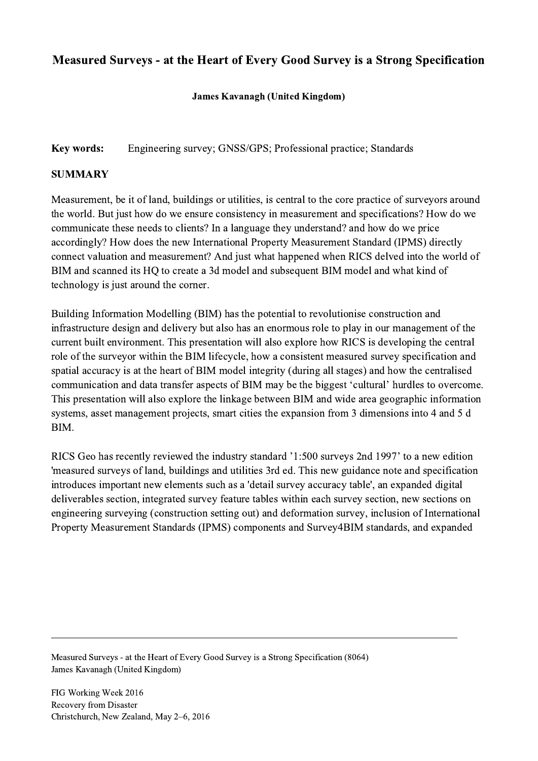# Measured Surveys - at the Heart of Every Good Survey is a Strong Specification

**James Kavanagh (United Kingdom)**

**Key words:** Engineering survey; GNSS/GPS; Professional practice; Standards

## SUMMARY

Measurement, be it of land, buildings or utilities, is central to the core practice of surveyors around the world. But just how do we ensure consistency in measurement and specifications? How do we communicate these needs to clients? In a language they understand? and how do we price accordingly? How does the new International Property Measurement Standard (IPMS) directly connect valuation and measurement? And just what happened when RICS delved into the world of BIM and scanned its HQ to create a 3d model and subsequent BIM model and what kind of technology is just around the corner.

Building Information Modelling (BIM) has the potential to revolutionise construction and infrastructure design and delivery but also has an enormous role to play in our management of the current built environment. This presentation will also explore how RICS is developing the central role of the surveyor within the BIM lifecycle, how a consistent measured survey specification and spatial accuracy is at the heart of BIM model integrity (during all stages) and how the centralised communication and data transfer aspects of BIM may be the biggest 'cultural' hurdles to overcome. This presentation will also explore the linkage between BIM and wide area geographic information systems, asset management projects, smart cities the expansion from 3 dimensions into 4 and 5 d BIM.

RICS Geo has recently reviewed the industry standard '1:500 surveys 2nd 1997' to a new edition 'measured surveys of land, buildings and utilities 3rd ed. This new guidance note and specification introduces important new elements such as a 'detail survey accuracy table', an expanded digital deliverables section, integrated survey feature tables within each survey section, new sections on engineering surveying (construction setting out) and deformation survey, inclusion of International Property Measurement Standards (IPMS) components and Survey4BIM standards, and expanded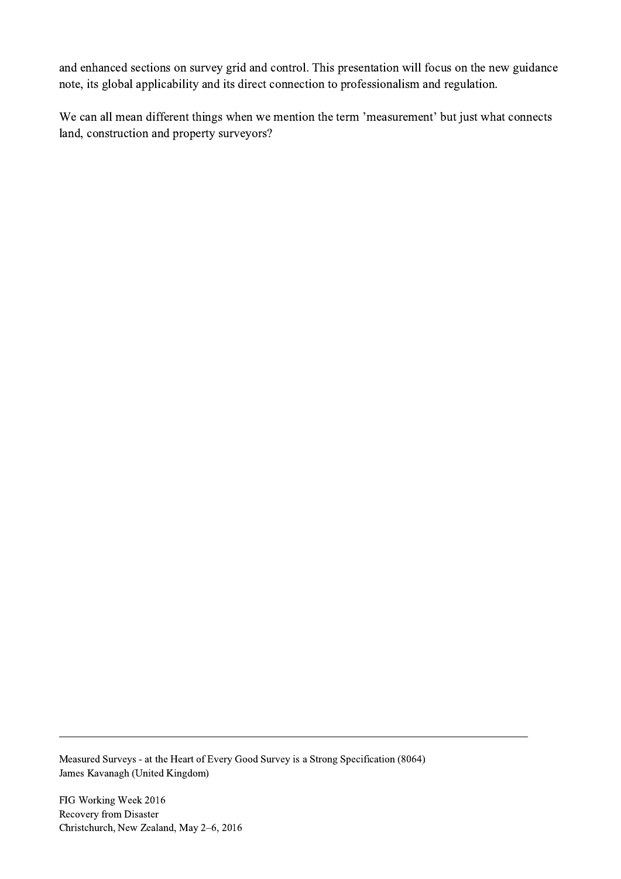and enhanced sections on survey grid and control. This presentation will focus on the new guidance note, its global applicability and its direct connection to professionalism and regulation.

We can all mean different things when we mention the term 'measurement' but just what connects land, construction and property surveyors?